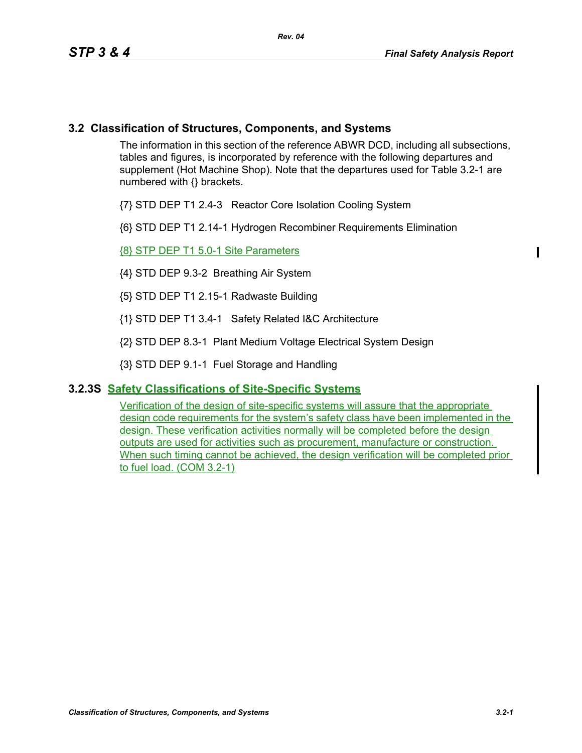## 3.2 Classification of Structures, Components, and Systems

The information in this section of the reference ABWR DCD, including all subsections, tables and figures, is incorporated by reference with the following departures and supplement (Hot Machine Shop). Note that the departures used for Table 3.2-1 are numbered with {} brackets.

{7} STD DEP T1 2.4-3 Reactor Core Isolation Cooling System

{6} STD DEP T1 2.14-1 Hydrogen Recombiner Requirements Elimination

{8} STP DEP T1 5.0-1 Site Parameters

{4} STD DEP 9.3-2 Breathing Air System

{5} STD DEP T1 2.15-1 Radwaste Building

{1} STD DEP T1 3.4-1 Safety Related I&C Architecture

{2} STD DEP 8.3-1 Plant Medium Voltage Electrical System Design

{3} STD DEP 9.1-1 Fuel Storage and Handling

### 3.2.3S Safety Classifications of Site-Specific Systems

Verification of the design of site-specific systems will assure that the appropriate design code requirements for the system's safety class have been implemented in the design. These verification activities normally will be completed before the design outputs are used for activities such as procurement, manufacture or construction. When such timing cannot be achieved, the design verification will be completed prior to fuel load. (COM 3.2-1)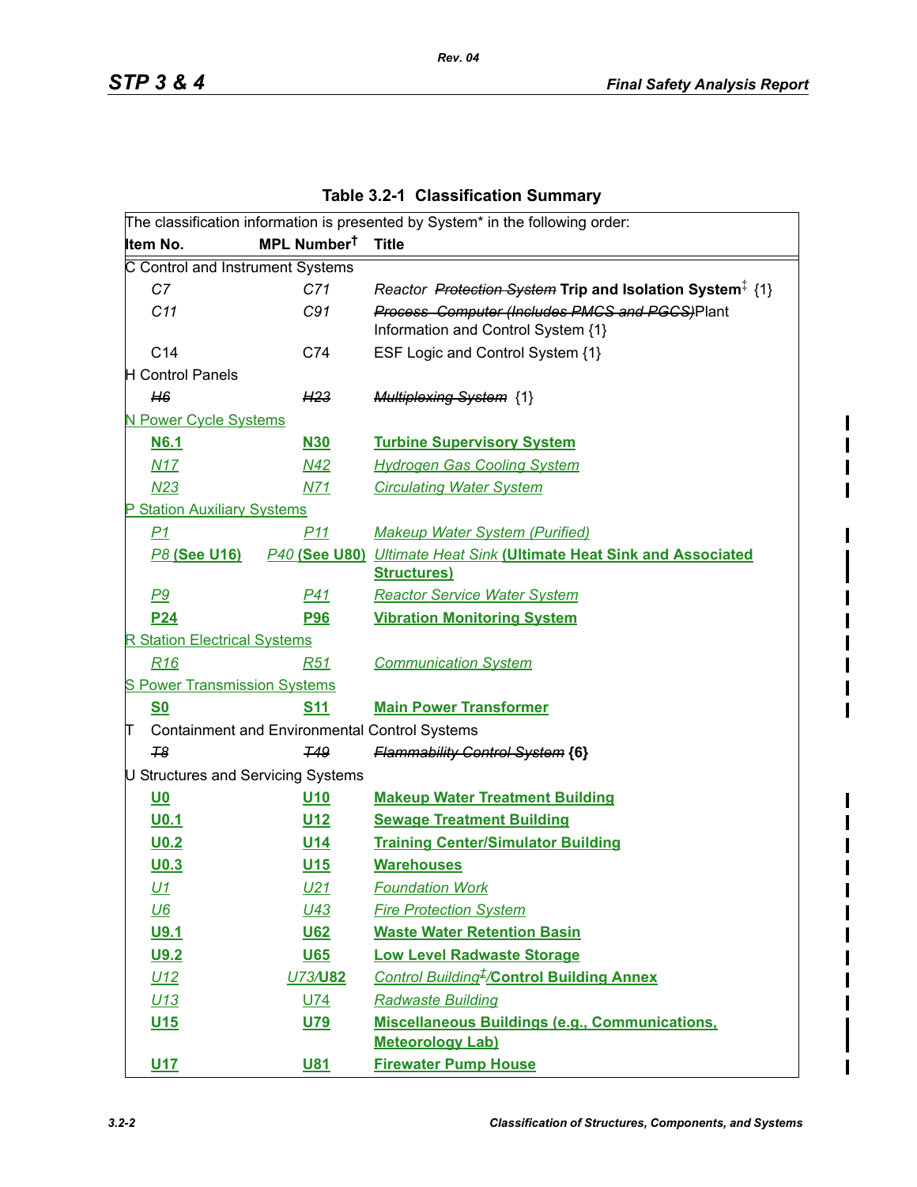**Table 3.2-1 Classification Summary**

| The classification information is presented by System* in the following order: | | |
|---|---|---|
| **Item No.** | **MPL Number†** | **Title** |
| C Control and Instrument Systems | | |
| *C7* | *C71* | *Reactor ~~Protection System~~* **Trip and Isolation System**‡ {1} |
| *C11* | *C91* | ~~*Process Computer (Includes PMCS and PGCS)*~~Plant Information and Control System {1} |
| C14 | C74 | ESF Logic and Control System {1} |
| H Control Panels | | |
| ~~*H6*~~ | ~~*H23*~~ | ~~*Multiplexing System*~~ {1} |
| N Power Cycle Systems | | |
| **N6.1** | **N30** | **Turbine Supervisory System** |
| *N17* | *N42* | *Hydrogen Gas Cooling System* |
| *N23* | *N71* | *Circulating Water System* |
| P Station Auxiliary Systems | | |
| *P1* | *P11* | *Makeup Water System (Purified)* |
| *P8* **(See U16)** | *P40* **(See U80)** | *Ultimate Heat Sink* **(Ultimate Heat Sink and Associated Structures)** |
| *P9* | *P41* | *Reactor Service Water System* |
| **P24** | **P96** | **Vibration Monitoring System** |
| R Station Electrical Systems | | |
| *R16* | *R51* | *Communication System* |
| S Power Transmission Systems | | |
| **S0** | **S11** | **Main Power Transformer** |
| T Containment and Environmental Control Systems | | |
| ~~*T8*~~ | ~~*T49*~~ | ~~*Flammability Control System*~~ **{6}** |
| U Structures and Servicing Systems | | |
| **U0** | **U10** | **Makeup Water Treatment Building** |
| **U0.1** | **U12** | **Sewage Treatment Building** |
| **U0.2** | **U14** | **Training Center/Simulator Building** |
| **U0.3** | **U15** | **Warehouses** |
| *U1* | *U21* | *Foundation Work* |
| *U6* | *U43* | *Fire Protection System* |
| **U9.1** | **U62** | **Waste Water Retention Basin** |
| **U9.2** | **U65** | **Low Level Radwaste Storage** |
| *U12* | *U73*/**U82** | *Control Building*~~‡~~/**Control Building Annex** |
| *U13* | U74 | *Radwaste Building* |
| **U15** | **U79** | **Miscellaneous Buildings (e.g., Communications, Meteorology Lab)** |
| **U17** | **U81** | **Firewater Pump House** |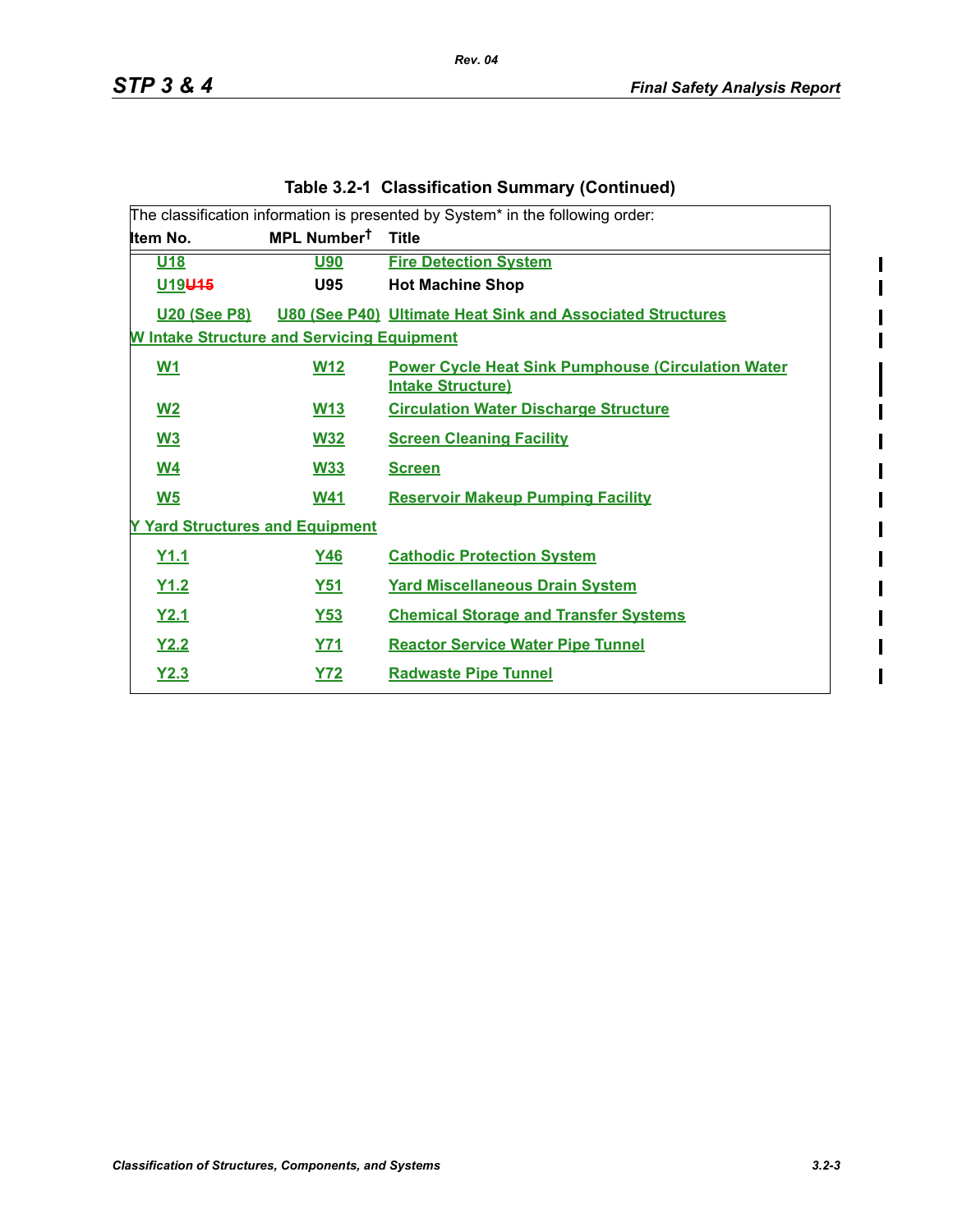## Table 3.2-1 Classification Summary (Continued)

The classification information is presented by System* in the following order:

| Item No. | MPL Number† | Title |
|---|---|---|
| U18 | U90 | Fire Detection System |
| U19~~U15~~ | U95 | Hot Machine Shop |
| U20 (See P8) | U80 (See P40) | Ultimate Heat Sink and Associated Structures |
| W Intake Structure and Servicing Equipment | | |
| W1 | W12 | Power Cycle Heat Sink Pumphouse (Circulation Water Intake Structure) |
| W2 | W13 | Circulation Water Discharge Structure |
| W3 | W32 | Screen Cleaning Facility |
| W4 | W33 | Screen |
| W5 | W41 | Reservoir Makeup Pumping Facility |
| Y Yard Structures and Equipment | | |
| Y1.1 | Y46 | Cathodic Protection System |
| Y1.2 | Y51 | Yard Miscellaneous Drain System |
| Y2.1 | Y53 | Chemical Storage and Transfer Systems |
| Y2.2 | Y71 | Reactor Service Water Pipe Tunnel |
| Y2.3 | Y72 | Radwaste Pipe Tunnel |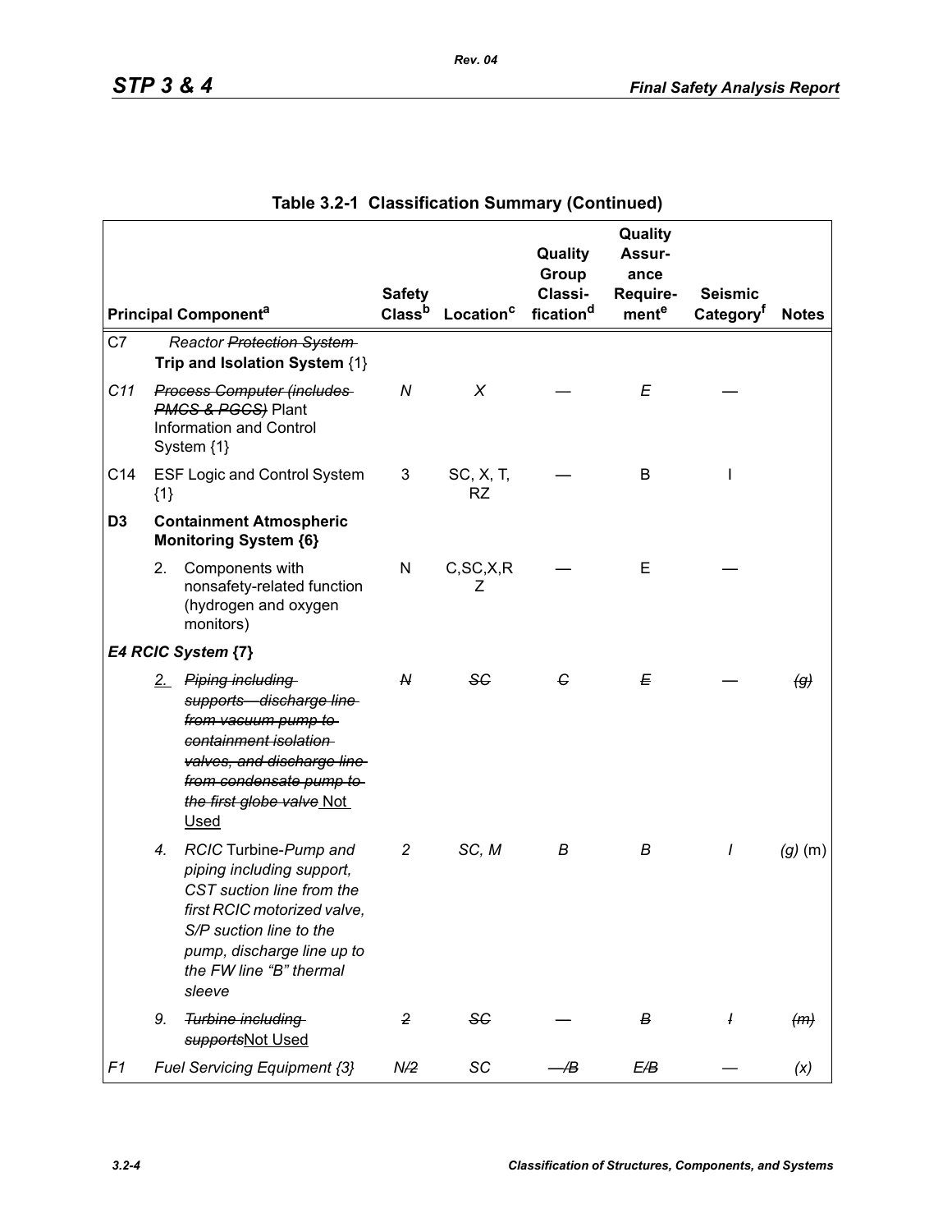## Table 3.2-1 Classification Summary (Continued)

| Principal Component[a] | | Safety Class[b] | Location[c] | Quality Group Classification[d] | Quality Assurance Requirement[e] | Seismic Category[f] | Notes |
|---|---|---|---|---|---|---|---|
| C7 | *Reactor ~~Protection System~~* **Trip and Isolation System** {1} | | | | | | |
| *C11* | *~~Process Computer (includes PMCS & PGCS)~~* Plant Information and Control System {1} | *N* | *X* | — | *E* | — | |
| C14 | ESF Logic and Control System {1} | 3 | SC, X, T, RZ | — | B | I | |
| **D3** | **Containment Atmospheric Monitoring System {6}** | | | | | | |
| | 2. Components with nonsafety-related function (hydrogen and oxygen monitors) | N | C,SC,X,RZ | — | E | — | |
| ***E4 RCIC System*** **{7}** | | | | | | | |
| | 2. *~~Piping including supports—discharge line from vacuum pump to containment isolation valves, and discharge line from condensate pump to the first globe valve~~* Not Used | ~~*N*~~ | ~~*SC*~~ | ~~*C*~~ | ~~*E*~~ | — | ~~*(g)*~~ |
| | 4. *RCIC* Turbine-*Pump and piping including support, CST suction line from the first RCIC motorized valve, S/P suction line to the pump, discharge line up to the FW line "B" thermal sleeve* | *2* | *SC, M* | *B* | *B* | *I* | *(g)* (m) |
| | 9. *~~Turbine including supports~~*Not Used | ~~*2*~~ | ~~*SC*~~ | — | ~~*B*~~ | ~~*I*~~ | ~~*(m)*~~ |
| *F1* | *Fuel Servicing Equipment {3}* | *N/~~2~~* | *SC* | *—/~~B~~* | *E/~~B~~* | — | *(x)* |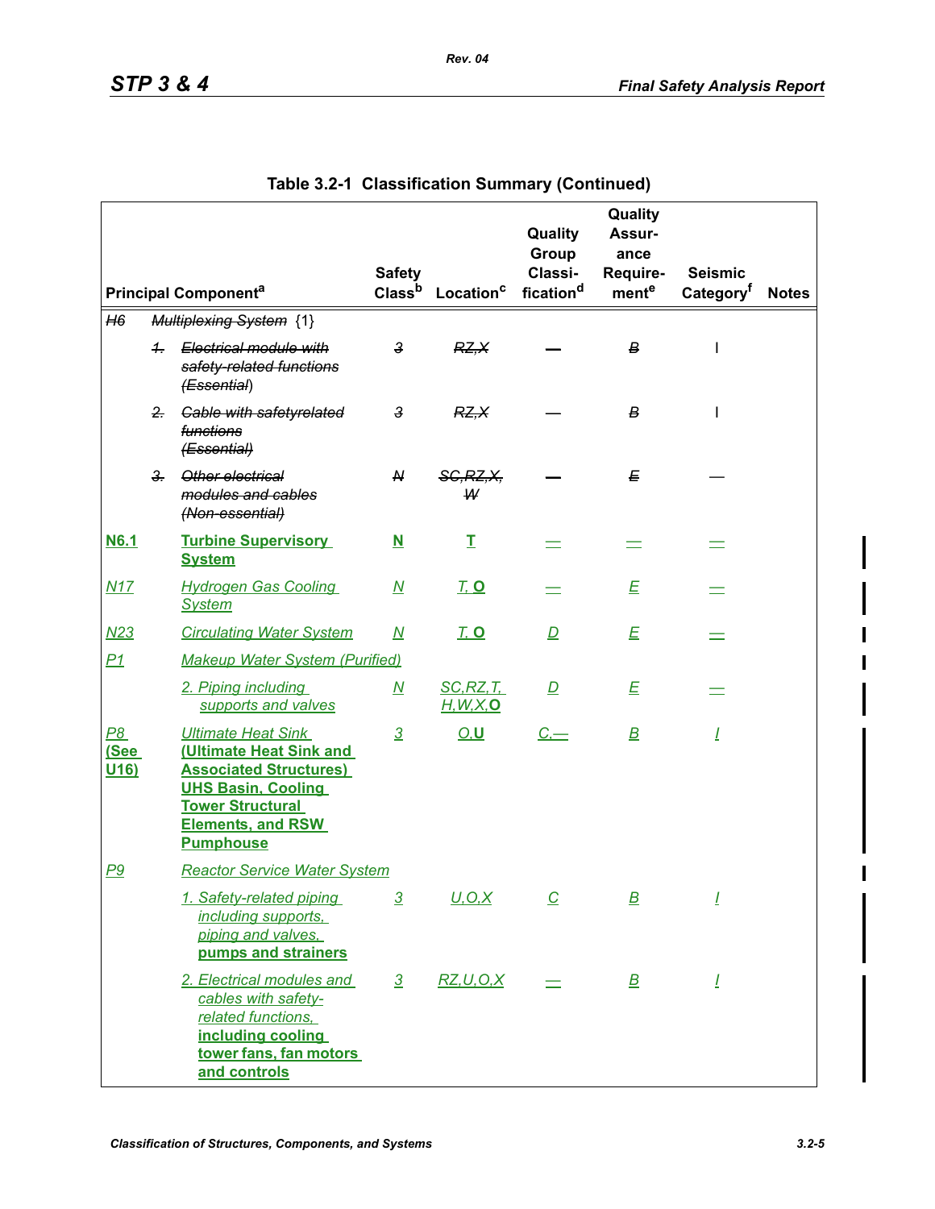## Table 3.2-1 Classification Summary (Continued)

| Principal Component[a] | | Safety Class[b] | Location[c] | Quality Group Classification[d] | Quality Assurance Requirement[e] | Seismic Category[f] | Notes |
|---|---|---|---|---|---|---|---|
| ~~H6~~ | ~~Multiplexing System~~ {1} | | | | | | |
| | ~~1. Electrical module with safety-related functions (Essential)~~ | ~~3~~ | ~~RZ,X~~ | — | ~~B~~ | I | |
| | ~~2. Cable with safetyrelated functions (Essential)~~ | ~~3~~ | ~~RZ,X~~ | — | ~~B~~ | I | |
| | ~~3. Other electrical modules and cables (Non-essential)~~ | ~~N~~ | ~~SC,RZ,X, W~~ | — | ~~E~~ | — | |
| **N6.1** | **Turbine Supervisory System** | **N** | **T** | — | — | — | |
| N17 | Hydrogen Gas Cooling System | N | T, **O** | — | E | — | |
| N23 | Circulating Water System | N | T, **O** | D | E | — | |
| P1 | Makeup Water System (Purified) | | | | | | |
| | 2. Piping including supports and valves | N | SC,RZ,T, H,W,X,**O** | D | E | — | |
| P8 **(See U16)** | Ultimate Heat Sink **(Ultimate Heat Sink and Associated Structures) UHS Basin, Cooling Tower Structural Elements, and RSW Pumphouse** | 3 | O,**U** | C,— | B | I | |
| P9 | Reactor Service Water System | | | | | | |
| | 1. Safety-related piping including supports, piping and valves, **pumps and strainers** | 3 | U,O,X | C | B | I | |
| | 2. Electrical modules and cables with safety-related functions, **including cooling tower fans, fan motors and controls** | 3 | RZ,U,O,X | — | B | I | |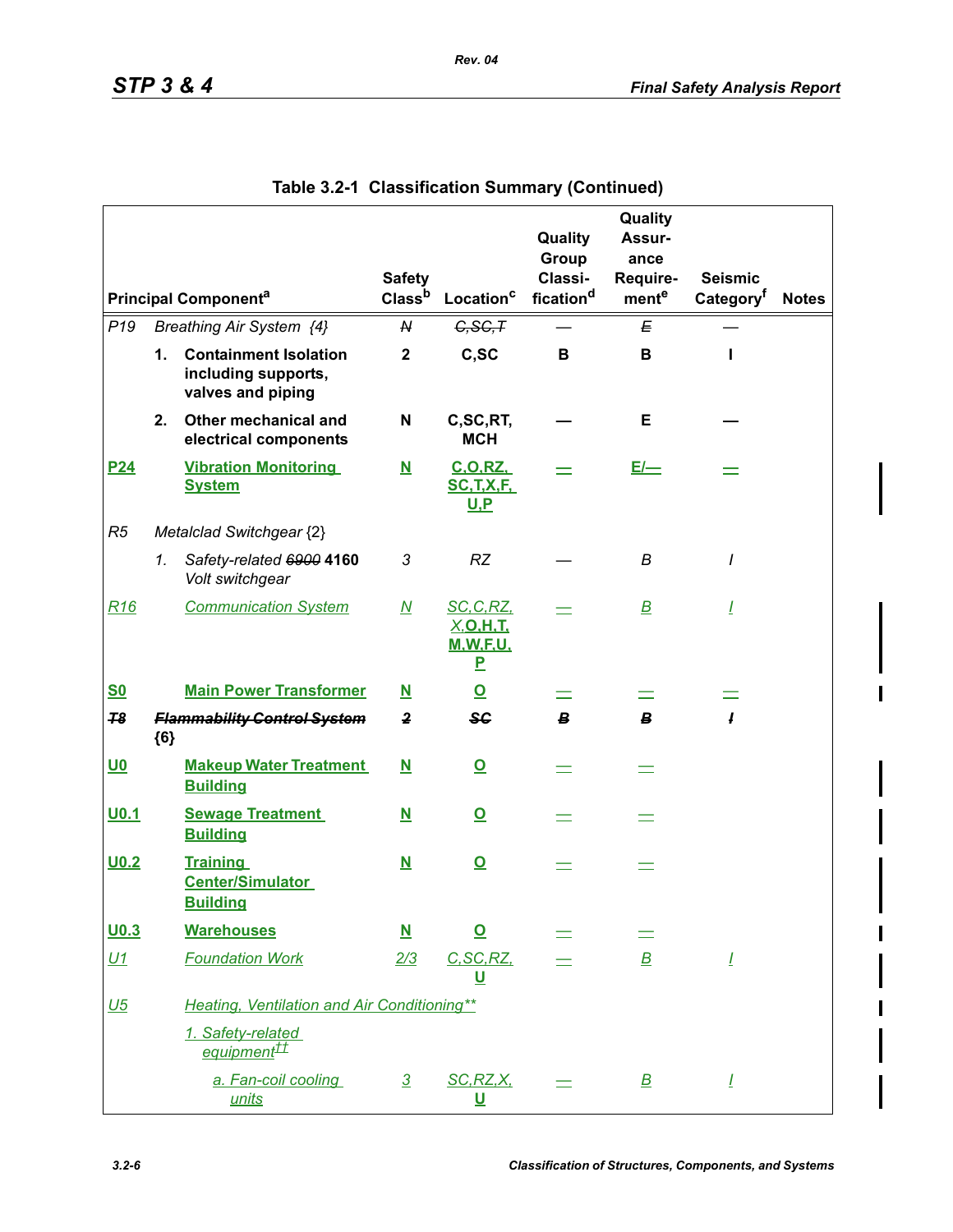## Table 3.2-1 Classification Summary (Continued)

| Principal Component[a] | | | Safety Class[b] | Location[c] | Quality Group Classification[d] | Quality Assurance Requirement[e] | Seismic Category[f] | Notes |
|---|---|---|---|---|---|---|---|---|
| P19 | Breathing Air System {4} | | ~~N~~ | ~~C,SC,T~~ | — | ~~E~~ | — | |
| | 1. | **Containment Isolation including supports, valves and piping** | **2** | **C,SC** | **B** | **B** | **I** | |
| | 2. | **Other mechanical and electrical components** | **N** | **C,SC,RT, MCH** | **—** | **E** | **—** | |
| **P24** | | **Vibration Monitoring System** | **N** | **C,O,RZ, SC,T,X,F, U,P** | **—** | **E/—** | **—** | |
| R5 | Metalclad Switchgear {2} | | | | | | | |
| | 1. | Safety-related ~~6900~~ **4160** Volt switchgear | 3 | RZ | — | B | I | |
| R16 | | Communication System | N | SC,C,RZ, X,**O,H,T, M,W,F,U, P** | — | B | I | |
| **S0** | | **Main Power Transformer** | **N** | **O** | **—** | **—** | **—** | |
| ~~T8~~ | ~~Flammability Control System~~ **{6}** | | ~~2~~ | ~~SC~~ | ~~B~~ | ~~B~~ | ~~I~~ | |
| **U0** | | **Makeup Water Treatment Building** | **N** | **O** | **—** | **—** | | |
| **U0.1** | | **Sewage Treatment Building** | **N** | **O** | **—** | **—** | | |
| **U0.2** | | **Training Center/Simulator Building** | **N** | **O** | **—** | **—** | | |
| **U0.3** | | **Warehouses** | **N** | **O** | **—** | **—** | | |
| U1 | | Foundation Work | 2/3 | C,SC,RZ, **U** | — | B | I | |
| U5 | | Heating, Ventilation and Air Conditioning** | | | | | | |
| | | 1. Safety-related equipment†† | | | | | | |
| | | a. Fan-coil cooling units | 3 | SC,RZ,X, **U** | — | B | I | |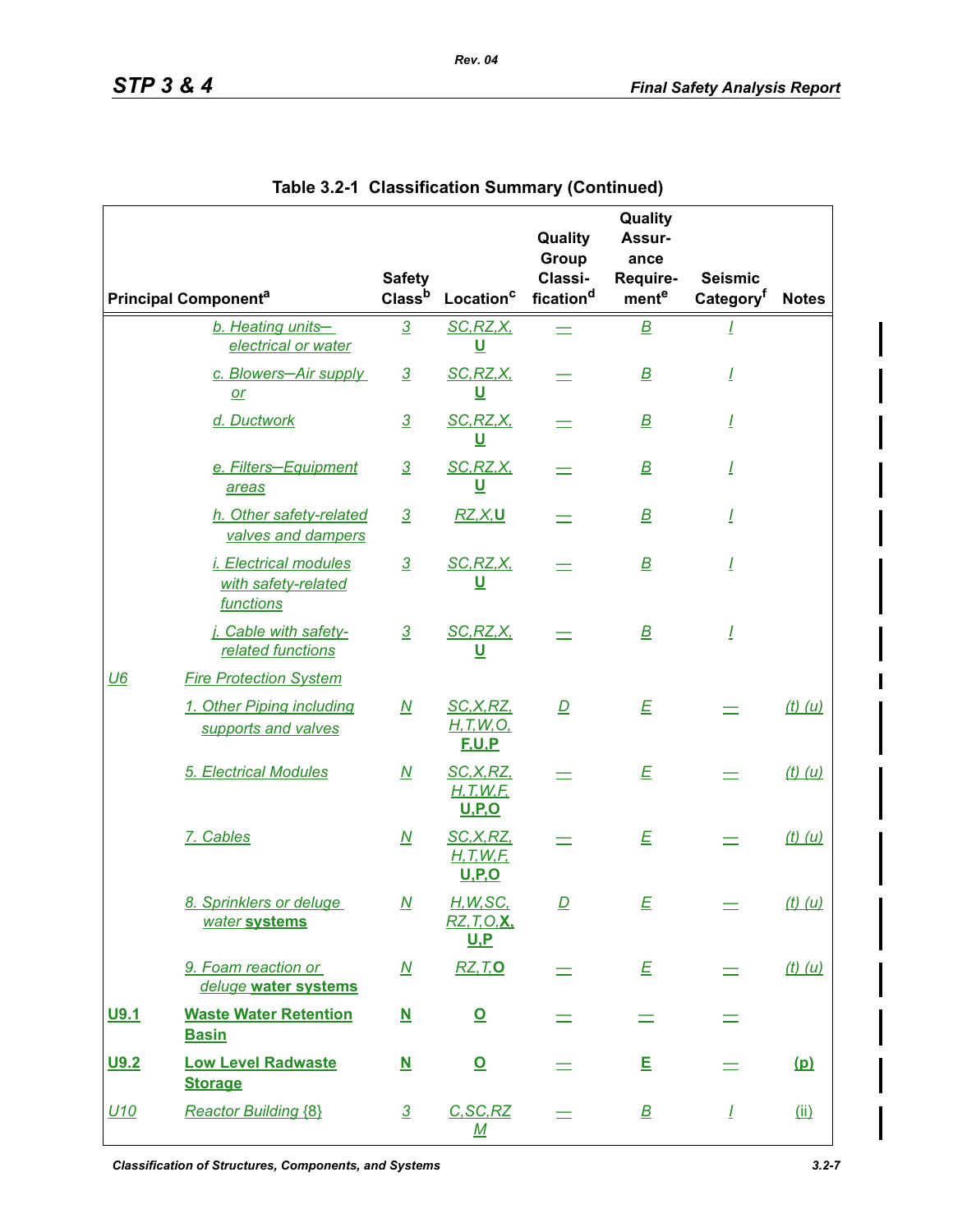## Table 3.2-1 Classification Summary (Continued)

| | Principal Component[a] | Safety Class[b] | Location[c] | Quality Group Classi-fication[d] | Quality Assur-ance Require-ment[e] | Seismic Category[f] | Notes |
|---|---|---|---|---|---|---|---|
| | b. Heating units—electrical or water | 3 | SC,RZ,X,U | — | B | I | |
| | c. Blowers—Air supply or | 3 | SC,RZ,X,U | — | B | I | |
| | d. Ductwork | 3 | SC,RZ,X,U | — | B | I | |
| | e. Filters—Equipment areas | 3 | SC,RZ,X,U | — | B | I | |
| | h. Other safety-related valves and dampers | 3 | RZ,X,U | — | B | I | |
| | i. Electrical modules with safety-related functions | 3 | SC,RZ,X,U | — | B | I | |
| | j. Cable with safety-related functions | 3 | SC,RZ,X,U | — | B | I | |
| U6 | Fire Protection System | | | | | | |
| | 1. Other Piping including supports and valves | N | SC,X,RZ,H,T,W,O,F,U,P | D | E | — | (t) (u) |
| | 5. Electrical Modules | N | SC,X,RZ,H,T,W,F,U,P,O | — | E | — | (t) (u) |
| | 7. Cables | N | SC,X,RZ,H,T,W,F,U,P,O | — | E | — | (t) (u) |
| | 8. Sprinklers or deluge water **systems** | N | H,W,SC,RZ,T,O,**X,U,P** | D | E | — | (t) (u) |
| | 9. Foam reaction or deluge **water systems** | N | RZ,T,**O** | — | E | — | (t) (u) |
| **U9.1** | **Waste Water Retention Basin** | **N** | **O** | — | — | — | |
| **U9.2** | **Low Level Radwaste Storage** | **N** | **O** | — | **E** | — | **(p)** |
| U10 | Reactor Building {8} | 3 | C,SC,RZ M | — | B | I | (ii) |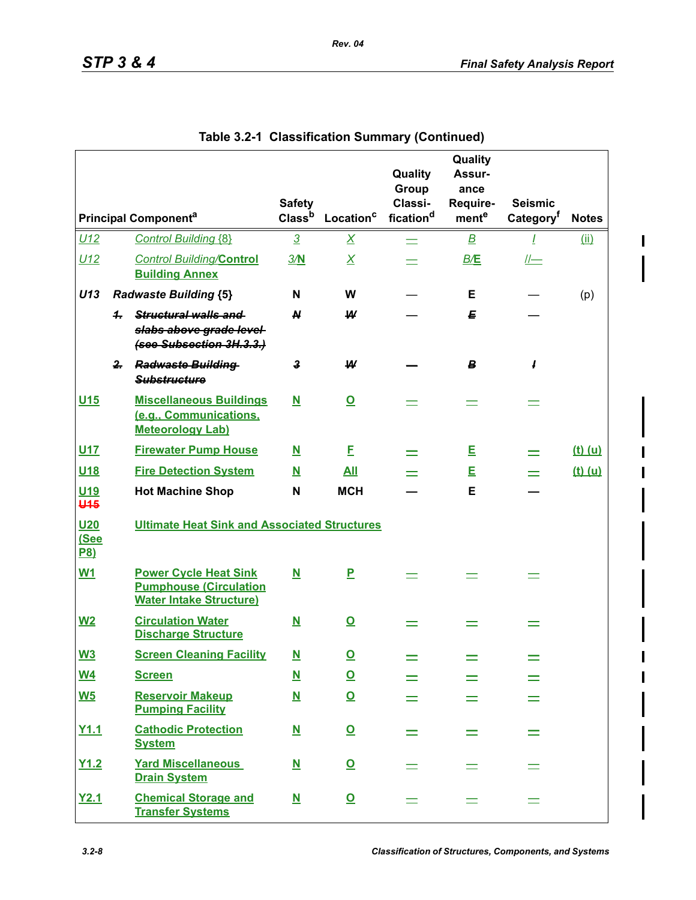## Table 3.2-1 Classification Summary (Continued)

| Principal Component[a] | | Safety Class[b] | Location[c] | Quality Group Classification[d] | Quality Assurance Requirement[e] | Seismic Category[f] | Notes |
|---|---|---|---|---|---|---|---|
| U12 | Control Building {8} | 3 | X | — | B | I | (ii) |
| U12 | Control Building/Control Building Annex | 3/N | X | — | B/E | I/— | |
| *U13* | *Radwaste Building {5}* | N | W | — | E | — | (p) |
| | ~~1. Structural walls and slabs above grade level (see Subsection 3H.3.3.)~~ | ~~N~~ | ~~W~~ | — | ~~E~~ | — | |
| | ~~2. Radwaste Building Substructure~~ | ~~3~~ | ~~W~~ | — | ~~B~~ | ~~I~~ | |
| U15 | Miscellaneous Buildings (e.g., Communications, Meteorology Lab) | N | O | — | — | — | |
| U17 | Firewater Pump House | N | F | — | E | — | (t) (u) |
| U18 | Fire Detection System | N | All | — | E | — | (t) (u) |
| U19 ~~U15~~ | Hot Machine Shop | N | MCH | — | E | — | |
| U20 (See P8) | Ultimate Heat Sink and Associated Structures | | | | | | |
| W1 | Power Cycle Heat Sink Pumphouse (Circulation Water Intake Structure) | N | P | — | — | — | |
| W2 | Circulation Water Discharge Structure | N | O | — | — | — | |
| W3 | Screen Cleaning Facility | N | O | — | — | — | |
| W4 | Screen | N | O | — | — | — | |
| W5 | Reservoir Makeup Pumping Facility | N | O | — | — | — | |
| Y1.1 | Cathodic Protection System | N | O | — | — | — | |
| Y1.2 | Yard Miscellaneous Drain System | N | O | — | — | — | |
| Y2.1 | Chemical Storage and Transfer Systems | N | O | — | — | — | |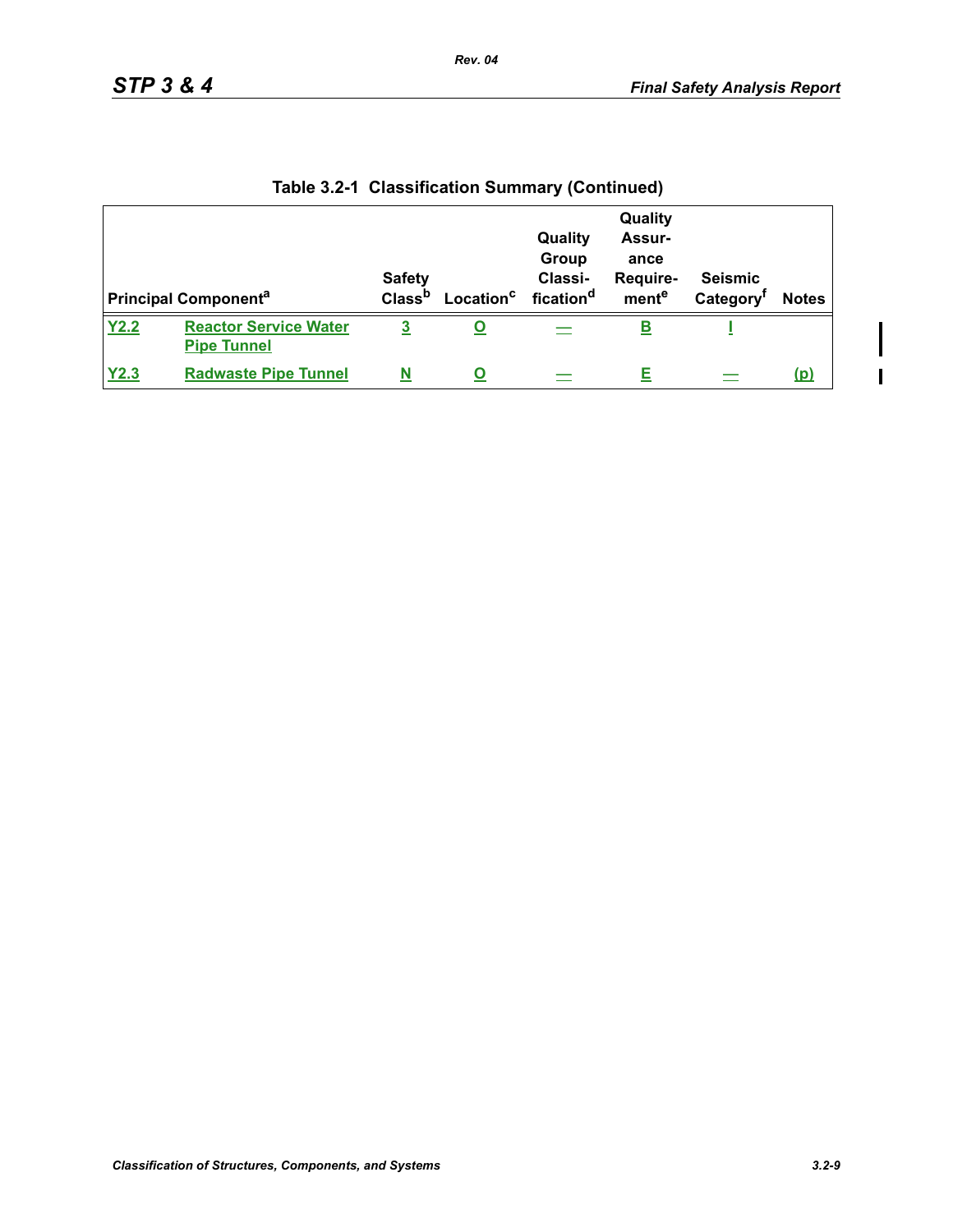**Table 3.2-1 Classification Summary (Continued)**

| Principal Component[a] | | Safety Class[b] | Location[c] | Quality Group Classification[d] | Quality Assurance Requirement[e] | Seismic Category[f] | Notes |
|---|---|---|---|---|---|---|---|
| Y2.2 | Reactor Service Water Pipe Tunnel | 3 | O | — | B | I | |
| Y2.3 | Radwaste Pipe Tunnel | N | O | — | E | — | (p) |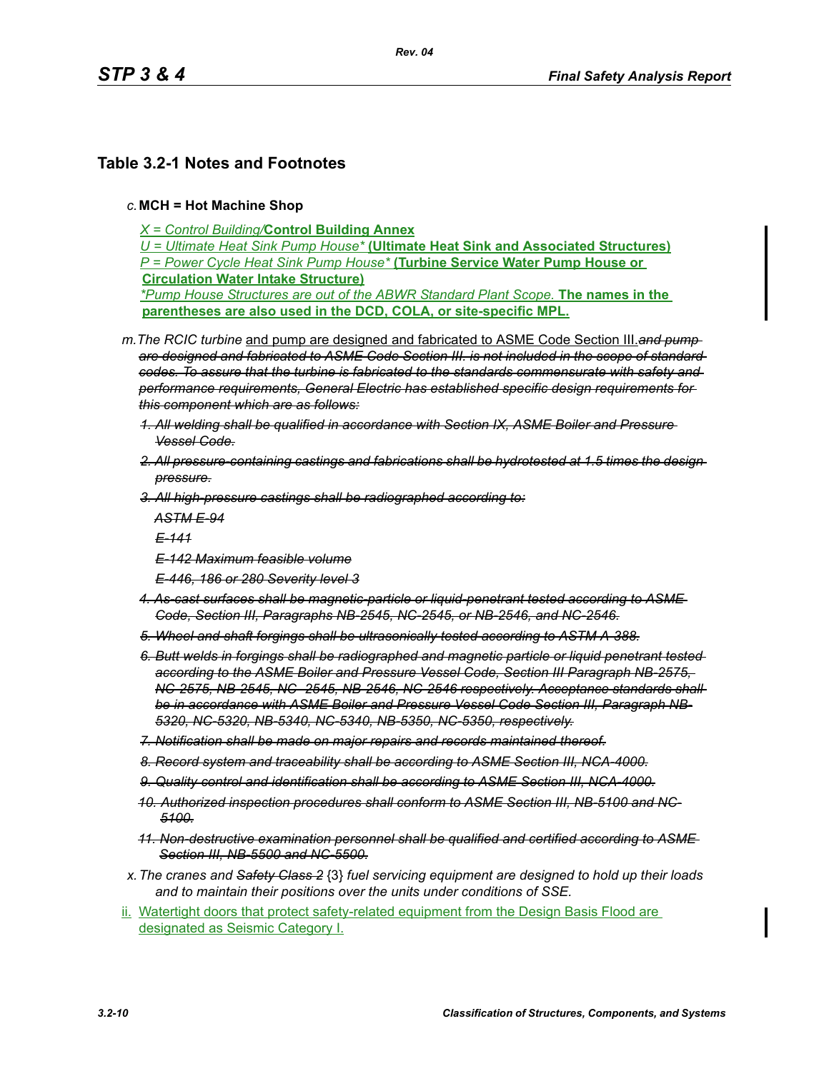## Table 3.2-1 Notes and Footnotes

*c.* **MCH = Hot Machine Shop**

*X = Control Building/***Control Building Annex**
*U = Ultimate Heat Sink Pump House** **(Ultimate Heat Sink and Associated Structures)**
*P = Power Cycle Heat Sink Pump House** **(Turbine Service Water Pump House or Circulation Water Intake Structure)**
**Pump House Structures are out of the ABWR Standard Plant Scope.* **The names in the parentheses are also used in the DCD, COLA, or site-specific MPL.**

*m.* *The RCIC turbine* and pump are designed and fabricated to ASME Code Section III.~~*and pump are designed and fabricated to ASME Code Section III. is not included in the scope of standard codes. To assure that the turbine is fabricated to the standards commensurate with safety and performance requirements, General Electric has established specific design requirements for this component which are as follows:*~~

~~*1. All welding shall be qualified in accordance with Section IX, ASME Boiler and Pressure Vessel Code.*~~

~~*2. All pressure-containing castings and fabrications shall be hydrotested at 1.5 times the design pressure.*~~

~~*3. All high-pressure castings shall be radiographed according to:*~~

~~*ASTM E-94*~~

~~*E-141*~~

~~*E-142 Maximum feasible volume*~~

~~*E-446, 186 or 280 Severity level 3*~~

~~*4. As-cast surfaces shall be magnetic-particle or liquid-penetrant tested according to ASME Code, Section III, Paragraphs NB-2545, NC-2545, or NB-2546, and NC-2546.*~~

~~*5. Wheel and shaft forgings shall be ultrasonically tested according to ASTM A-388.*~~

~~*6. Butt welds in forgings shall be radiographed and magnetic particle or liquid penetrant tested according to the ASME Boiler and Pressure Vessel Code, Section III Paragraph NB-2575, NC-2575, NB-2545, NC- 2545, NB-2546, NC-2546 respectively. Acceptance standards shall be in accordance with ASME Boiler and Pressure Vessel Code Section III, Paragraph NB-5320, NC-5320, NB-5340, NC-5340, NB-5350, NC-5350, respectively.*~~

~~*7. Notification shall be made on major repairs and records maintained thereof.*~~

~~*8. Record system and traceability shall be according to ASME Section III, NCA-4000.*~~

~~*9. Quality control and identification shall be according to ASME Section III, NCA-4000.*~~

~~*10. Authorized inspection procedures shall conform to ASME Section III, NB-5100 and NC-5100.*~~

~~*11. Non-destructive examination personnel shall be qualified and certified according to ASME Section III, NB-5500 and NC-5500.*~~

*x.* *The cranes and* ~~*Safety Class 2*~~ {3} *fuel servicing equipment are designed to hold up their loads and to maintain their positions over the units under conditions of SSE.*

ii. Watertight doors that protect safety-related equipment from the Design Basis Flood are designated as Seismic Category I.